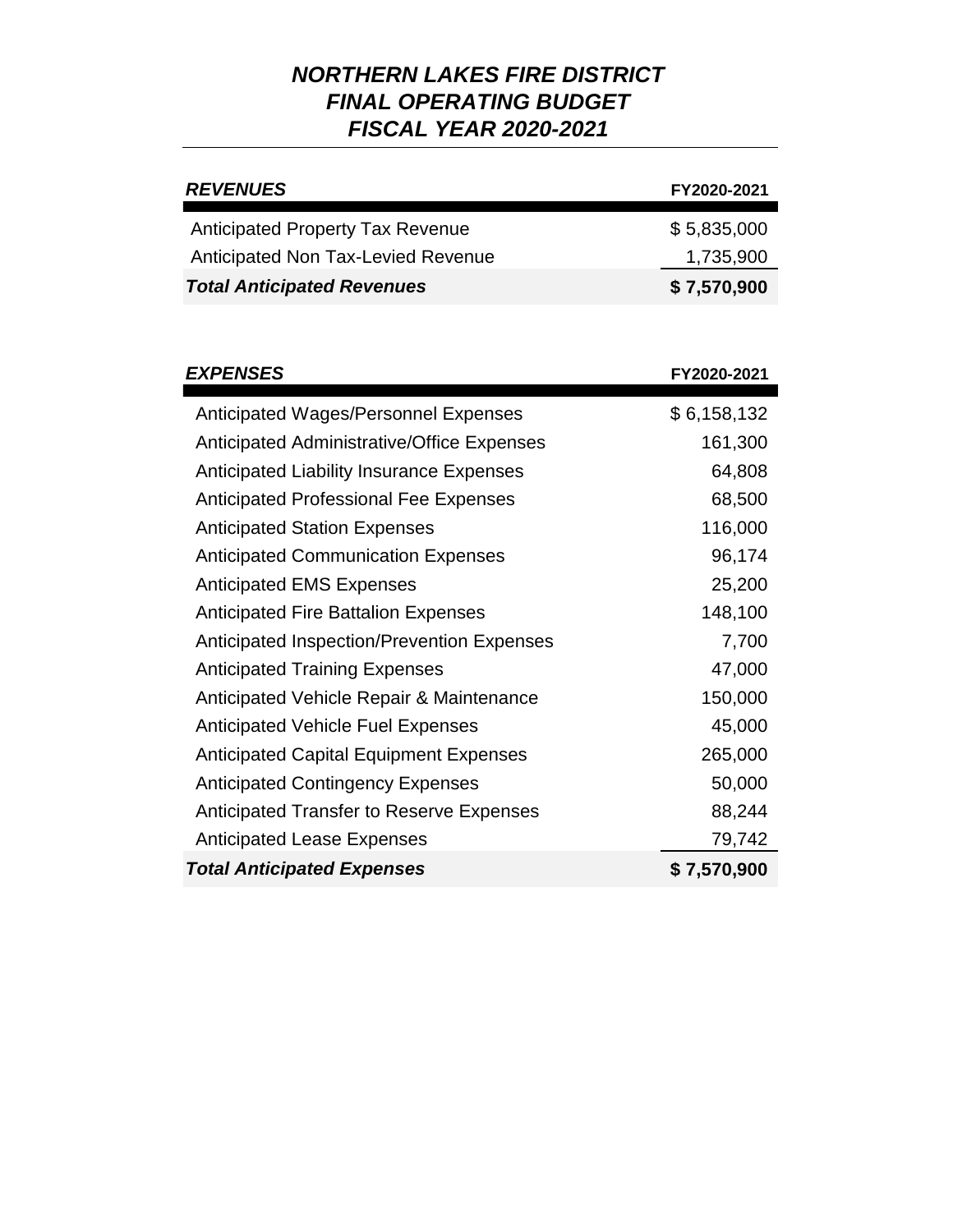# *NORTHERN LAKES FIRE DISTRICT*
# *FINAL OPERATING BUDGET*
# *FISCAL YEAR 2020-2021*

| ***REVENUES*** | **FY2020-2021** |
|---|---|
| Anticipated Property Tax Revenue | $ 5,835,000 |
| Anticipated Non Tax-Levied Revenue | 1,735,900 |
| ***Total Anticipated Revenues*** | **$ 7,570,900** |

| ***EXPENSES*** | **FY2020-2021** |
|---|---|
| Anticipated Wages/Personnel Expenses | $ 6,158,132 |
| Anticipated Administrative/Office Expenses | 161,300 |
| Anticipated Liability Insurance Expenses | 64,808 |
| Anticipated Professional Fee Expenses | 68,500 |
| Anticipated Station Expenses | 116,000 |
| Anticipated Communication Expenses | 96,174 |
| Anticipated EMS Expenses | 25,200 |
| Anticipated Fire Battalion Expenses | 148,100 |
| Anticipated Inspection/Prevention Expenses | 7,700 |
| Anticipated Training Expenses | 47,000 |
| Anticipated Vehicle Repair & Maintenance | 150,000 |
| Anticipated Vehicle Fuel Expenses | 45,000 |
| Anticipated Capital Equipment Expenses | 265,000 |
| Anticipated Contingency Expenses | 50,000 |
| Anticipated Transfer to Reserve Expenses | 88,244 |
| Anticipated Lease Expenses | 79,742 |
| ***Total Anticipated Expenses*** | **$ 7,570,900** |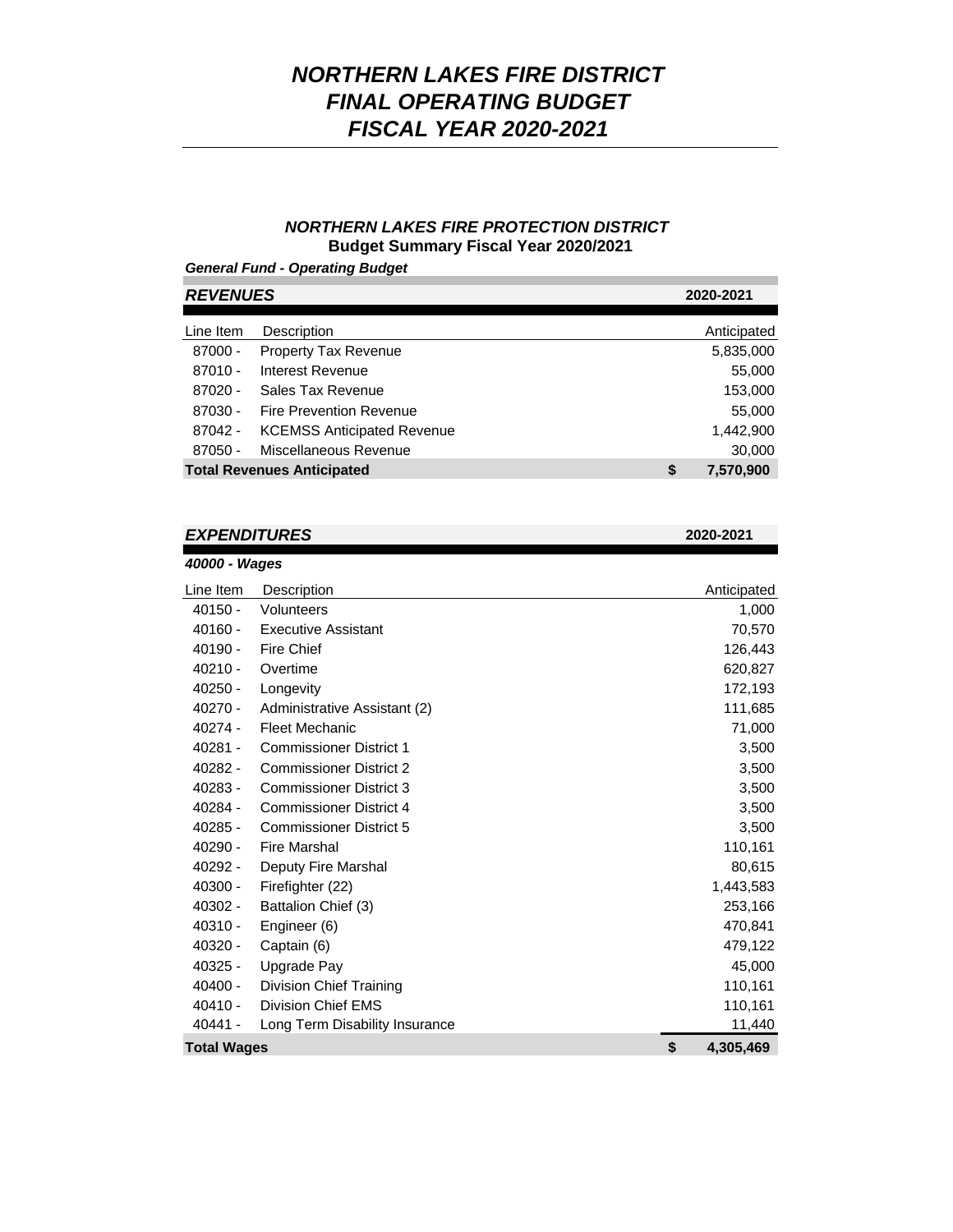# *NORTHERN LAKES FIRE DISTRICT*
# *FINAL OPERATING BUDGET*
# *FISCAL YEAR 2020-2021*

### *NORTHERN LAKES FIRE PROTECTION DISTRICT*
**Budget Summary Fiscal Year 2020/2021**

***General Fund - Operating Budget***

| ***REVENUES*** | | **2020-2021** |
|---|---|---|
| Line Item | Description | Anticipated |
| 87000 - | Property Tax Revenue | 5,835,000 |
| 87010 - | Interest Revenue | 55,000 |
| 87020 - | Sales Tax Revenue | 153,000 |
| 87030 - | Fire Prevention Revenue | 55,000 |
| 87042 - | KCEMSS Anticipated Revenue | 1,442,900 |
| 87050 - | Miscellaneous Revenue | 30,000 |
| **Total Revenues Anticipated** | | **$ 7,570,900** |

| ***EXPENDITURES*** | | **2020-2021** |
|---|---|---|
| ***40000 - Wages*** | | |
| Line Item | Description | Anticipated |
| 40150 - | Volunteers | 1,000 |
| 40160 - | Executive Assistant | 70,570 |
| 40190 - | Fire Chief | 126,443 |
| 40210 - | Overtime | 620,827 |
| 40250 - | Longevity | 172,193 |
| 40270 - | Administrative Assistant (2) | 111,685 |
| 40274 - | Fleet Mechanic | 71,000 |
| 40281 - | Commissioner District 1 | 3,500 |
| 40282 - | Commissioner District 2 | 3,500 |
| 40283 - | Commissioner District 3 | 3,500 |
| 40284 - | Commissioner District 4 | 3,500 |
| 40285 - | Commissioner District 5 | 3,500 |
| 40290 - | Fire Marshal | 110,161 |
| 40292 - | Deputy Fire Marshal | 80,615 |
| 40300 - | Firefighter (22) | 1,443,583 |
| 40302 - | Battalion Chief (3) | 253,166 |
| 40310 - | Engineer (6) | 470,841 |
| 40320 - | Captain (6) | 479,122 |
| 40325 - | Upgrade Pay | 45,000 |
| 40400 - | Division Chief Training | 110,161 |
| 40410 - | Division Chief EMS | 110,161 |
| 40441 - | Long Term Disability Insurance | 11,440 |
| **Total Wages** | | **$ 4,305,469** |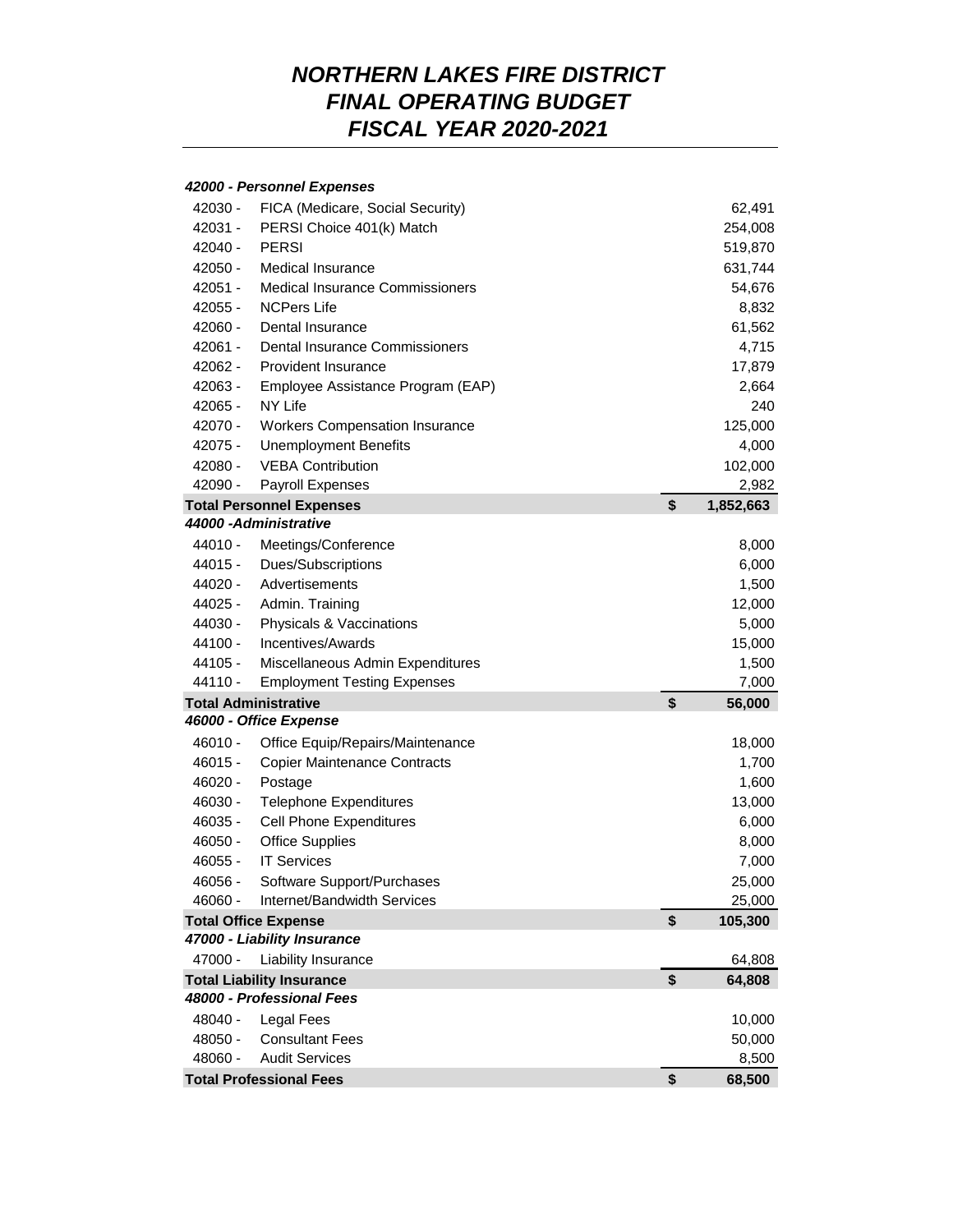# *NORTHERN LAKES FIRE DISTRICT*
# *FINAL OPERATING BUDGET*
# *FISCAL YEAR 2020-2021*

| | | | |
|---|---|---|---|
| ***42000 - Personnel Expenses*** | | | |
| 42030 - | FICA (Medicare, Social Security) | | 62,491 |
| 42031 - | PERSI Choice 401(k) Match | | 254,008 |
| 42040 - | PERSI | | 519,870 |
| 42050 - | Medical Insurance | | 631,744 |
| 42051 - | Medical Insurance Commissioners | | 54,676 |
| 42055 - | NCPers Life | | 8,832 |
| 42060 - | Dental Insurance | | 61,562 |
| 42061 - | Dental Insurance Commissioners | | 4,715 |
| 42062 - | Provident Insurance | | 17,879 |
| 42063 - | Employee Assistance Program (EAP) | | 2,664 |
| 42065 - | NY Life | | 240 |
| 42070 - | Workers Compensation Insurance | | 125,000 |
| 42075 - | Unemployment Benefits | | 4,000 |
| 42080 - | VEBA Contribution | | 102,000 |
| 42090 - | Payroll Expenses | | 2,982 |
| **Total Personnel Expenses** | | **$** | **1,852,663** |
| ***44000 -Administrative*** | | | |
| 44010 - | Meetings/Conference | | 8,000 |
| 44015 - | Dues/Subscriptions | | 6,000 |
| 44020 - | Advertisements | | 1,500 |
| 44025 - | Admin. Training | | 12,000 |
| 44030 - | Physicals & Vaccinations | | 5,000 |
| 44100 - | Incentives/Awards | | 15,000 |
| 44105 - | Miscellaneous Admin Expenditures | | 1,500 |
| 44110 - | Employment Testing Expenses | | 7,000 |
| **Total Administrative** | | **$** | **56,000** |
| ***46000 - Office Expense*** | | | |
| 46010 - | Office Equip/Repairs/Maintenance | | 18,000 |
| 46015 - | Copier Maintenance Contracts | | 1,700 |
| 46020 - | Postage | | 1,600 |
| 46030 - | Telephone Expenditures | | 13,000 |
| 46035 - | Cell Phone Expenditures | | 6,000 |
| 46050 - | Office Supplies | | 8,000 |
| 46055 - | IT Services | | 7,000 |
| 46056 - | Software Support/Purchases | | 25,000 |
| 46060 - | Internet/Bandwidth Services | | 25,000 |
| **Total Office Expense** | | **$** | **105,300** |
| ***47000 - Liability Insurance*** | | | |
| 47000 - | Liability Insurance | | 64,808 |
| **Total Liability Insurance** | | **$** | **64,808** |
| ***48000 - Professional Fees*** | | | |
| 48040 - | Legal Fees | | 10,000 |
| 48050 - | Consultant Fees | | 50,000 |
| 48060 - | Audit Services | | 8,500 |
| **Total Professional Fees** | | **$** | **68,500** |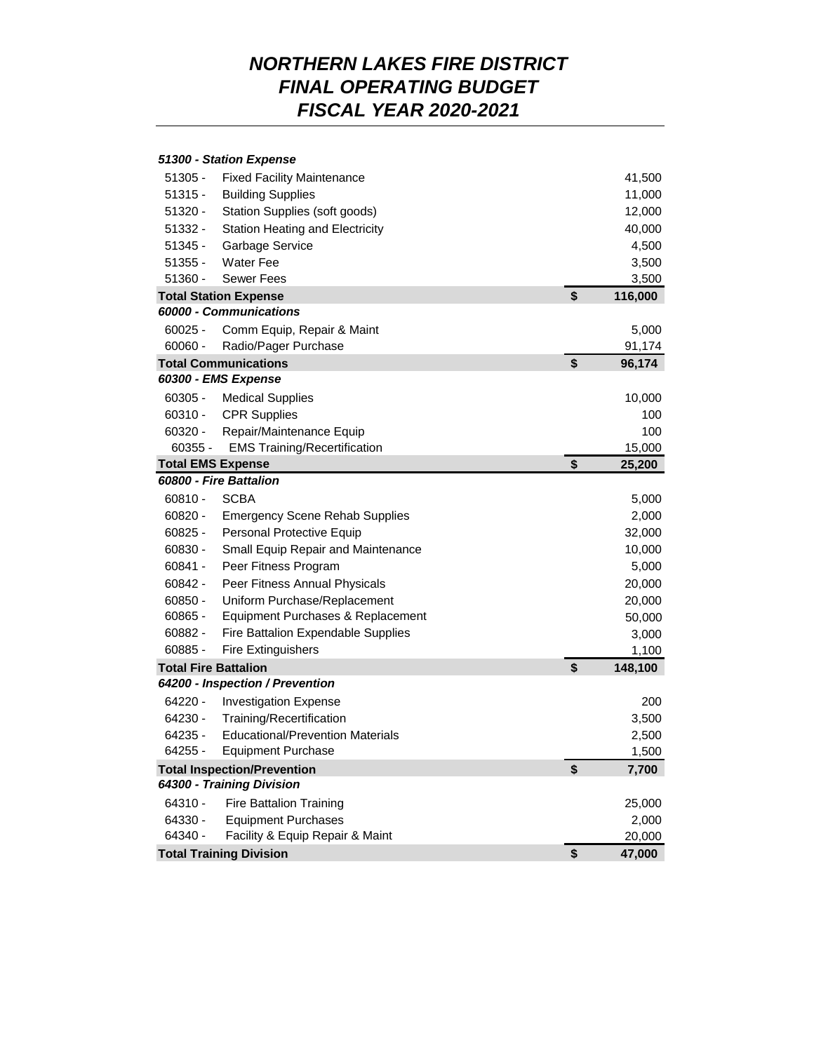# NORTHERN LAKES FIRE DISTRICT
# FINAL OPERATING BUDGET
# FISCAL YEAR 2020-2021

| | | | |
|---|---|---|---|
| ***51300 - Station Expense*** | | | |
| 51305 - | Fixed Facility Maintenance | | 41,500 |
| 51315 - | Building Supplies | | 11,000 |
| 51320 - | Station Supplies (soft goods) | | 12,000 |
| 51332 - | Station Heating and Electricity | | 40,000 |
| 51345 - | Garbage Service | | 4,500 |
| 51355 - | Water Fee | | 3,500 |
| 51360 - | Sewer Fees | | 3,500 |
| **Total Station Expense** | | **$** | **116,000** |
| ***60000 - Communications*** | | | |
| 60025 - | Comm Equip, Repair & Maint | | 5,000 |
| 60060 - | Radio/Pager Purchase | | 91,174 |
| **Total Communications** | | **$** | **96,174** |
| ***60300 - EMS Expense*** | | | |
| 60305 - | Medical Supplies | | 10,000 |
| 60310 - | CPR Supplies | | 100 |
| 60320 - | Repair/Maintenance Equip | | 100 |
| 60355 - | EMS Training/Recertification | | 15,000 |
| **Total EMS Expense** | | **$** | **25,200** |
| ***60800 - Fire Battalion*** | | | |
| 60810 - | SCBA | | 5,000 |
| 60820 - | Emergency Scene Rehab Supplies | | 2,000 |
| 60825 - | Personal Protective Equip | | 32,000 |
| 60830 - | Small Equip Repair and Maintenance | | 10,000 |
| 60841 - | Peer Fitness Program | | 5,000 |
| 60842 - | Peer Fitness Annual Physicals | | 20,000 |
| 60850 - | Uniform Purchase/Replacement | | 20,000 |
| 60865 - | Equipment Purchases & Replacement | | 50,000 |
| 60882 - | Fire Battalion Expendable Supplies | | 3,000 |
| 60885 - | Fire Extinguishers | | 1,100 |
| **Total Fire Battalion** | | **$** | **148,100** |
| ***64200 - Inspection / Prevention*** | | | |
| 64220 - | Investigation Expense | | 200 |
| 64230 - | Training/Recertification | | 3,500 |
| 64235 - | Educational/Prevention Materials | | 2,500 |
| 64255 - | Equipment Purchase | | 1,500 |
| **Total Inspection/Prevention** | | **$** | **7,700** |
| ***64300 - Training Division*** | | | |
| 64310 - | Fire Battalion Training | | 25,000 |
| 64330 - | Equipment Purchases | | 2,000 |
| 64340 - | Facility & Equip Repair & Maint | | 20,000 |
| **Total Training Division** | | **$** | **47,000** |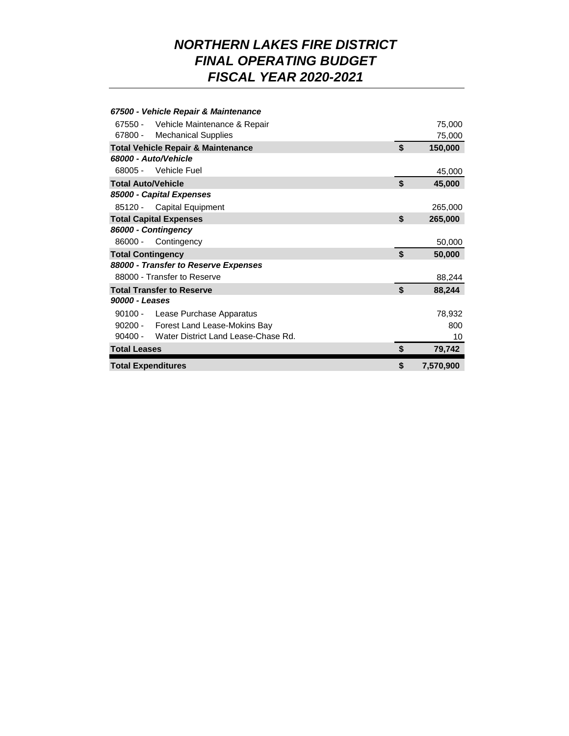# NORTHERN LAKES FIRE DISTRICT
# FINAL OPERATING BUDGET
# FISCAL YEAR 2020-2021

| | | |
|---|---|---|
| ***67500 - Vehicle Repair & Maintenance*** | | |
| 67550 - Vehicle Maintenance & Repair | | 75,000 |
| 67800 - Mechanical Supplies | | 75,000 |
| **Total Vehicle Repair & Maintenance** | **$** | **150,000** |
| ***68000 - Auto/Vehicle*** | | |
| 68005 - Vehicle Fuel | | 45,000 |
| **Total Auto/Vehicle** | **$** | **45,000** |
| ***85000 - Capital Expenses*** | | |
| 85120 - Capital Equipment | | 265,000 |
| **Total Capital Expenses** | **$** | **265,000** |
| ***86000 - Contingency*** | | |
| 86000 - Contingency | | 50,000 |
| **Total Contingency** | **$** | **50,000** |
| ***88000 - Transfer to Reserve Expenses*** | | |
| 88000 - Transfer to Reserve | | 88,244 |
| **Total Transfer to Reserve** | **$** | **88,244** |
| ***90000 - Leases*** | | |
| 90100 - Lease Purchase Apparatus | | 78,932 |
| 90200 - Forest Land Lease-Mokins Bay | | 800 |
| 90400 - Water District Land Lease-Chase Rd. | | 10 |
| **Total Leases** | **$** | **79,742** |
| **Total Expenditures** | **$** | **7,570,900** |